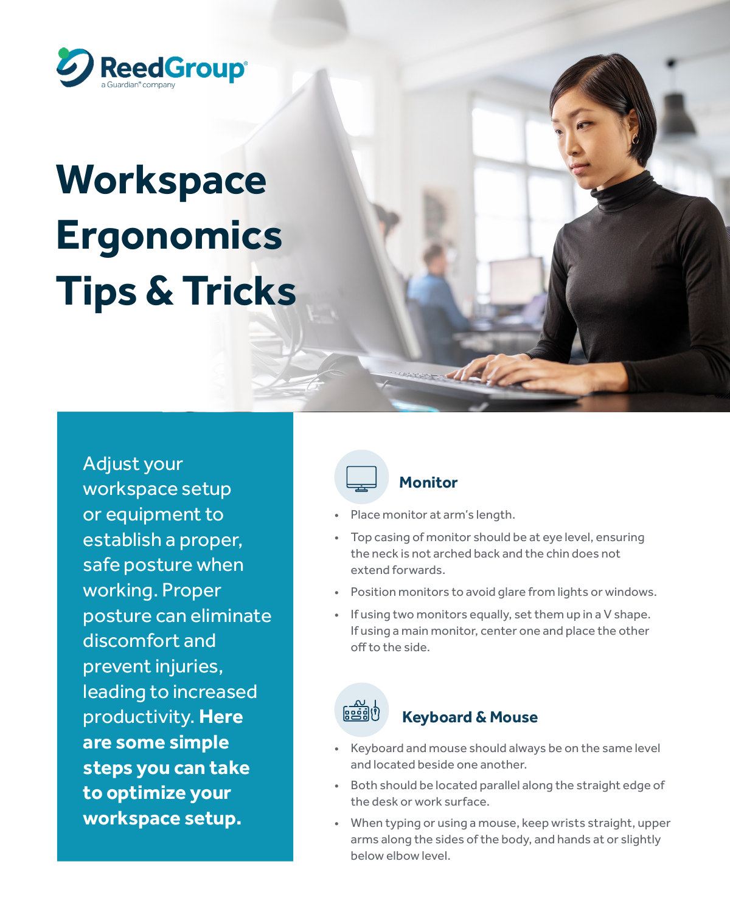ReedGroup
a Guardian® company

# Workspace Ergonomics Tips & Tricks

Adjust your workspace setup or equipment to establish a proper, safe posture when working. Proper posture can eliminate discomfort and prevent injuries, leading to increased productivity. **Here are some simple steps you can take to optimize your workspace setup.**

## Monitor

- Place monitor at arm's length.
- Top casing of monitor should be at eye level, ensuring the neck is not arched back and the chin does not extend forwards.
- Position monitors to avoid glare from lights or windows.
- If using two monitors equally, set them up in a V shape. If using a main monitor, center one and place the other off to the side.

## Keyboard & Mouse

- Keyboard and mouse should always be on the same level and located beside one another.
- Both should be located parallel along the straight edge of the desk or work surface.
- When typing or using a mouse, keep wrists straight, upper arms along the sides of the body, and hands at or slightly below elbow level.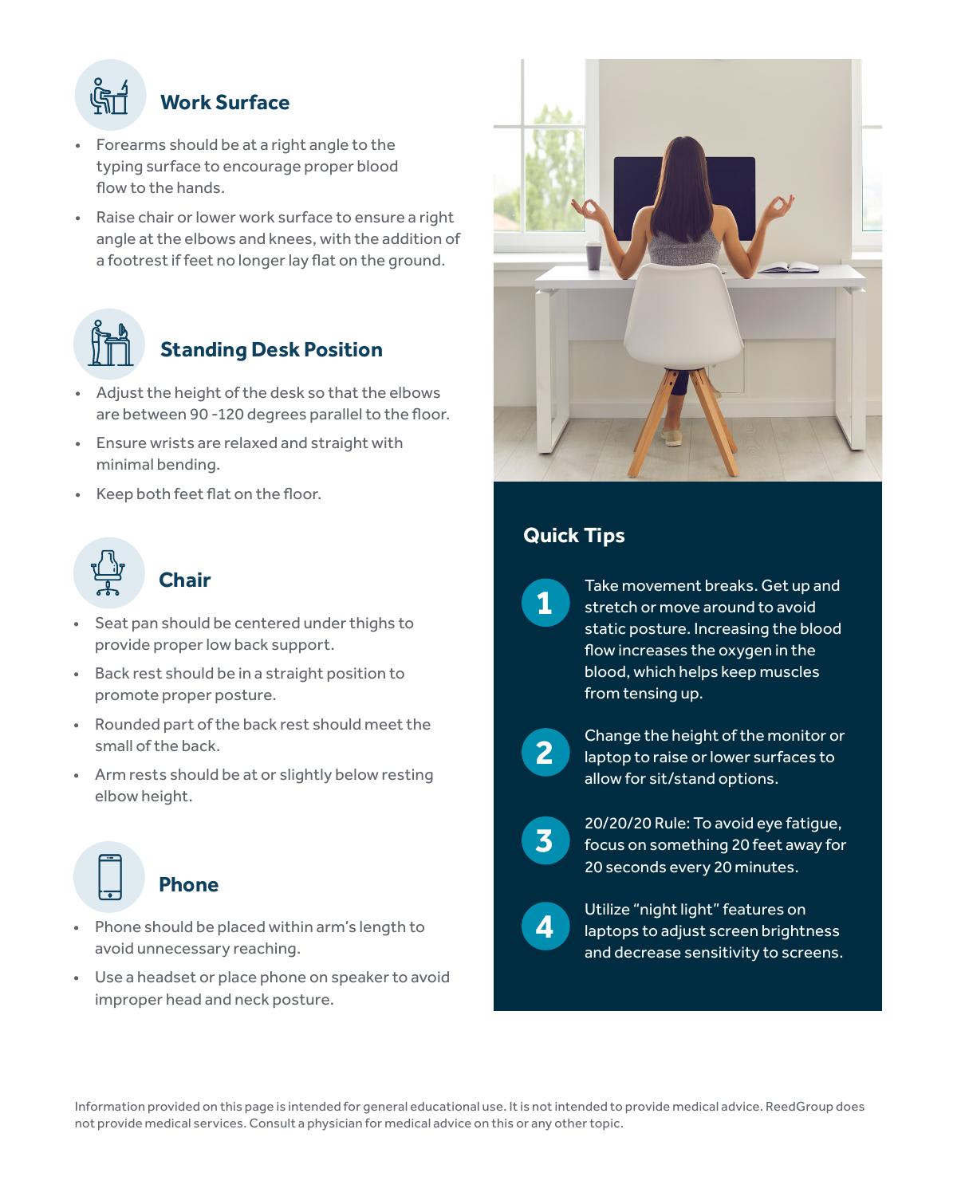## Work Surface

- Forearms should be at a right angle to the typing surface to encourage proper blood flow to the hands.
- Raise chair or lower work surface to ensure a right angle at the elbows and knees, with the addition of a footrest if feet no longer lay flat on the ground.

## Standing Desk Position

- Adjust the height of the desk so that the elbows are between 90 -120 degrees parallel to the floor.
- Ensure wrists are relaxed and straight with minimal bending.
- Keep both feet flat on the floor.

## Chair

- Seat pan should be centered under thighs to provide proper low back support.
- Back rest should be in a straight position to promote proper posture.
- Rounded part of the back rest should meet the small of the back.
- Arm rests should be at or slightly below resting elbow height.

## Phone

- Phone should be placed within arm's length to avoid unnecessary reaching.
- Use a headset or place phone on speaker to avoid improper head and neck posture.

## Quick Tips

1. Take movement breaks. Get up and stretch or move around to avoid static posture. Increasing the blood flow increases the oxygen in the blood, which helps keep muscles from tensing up.
2. Change the height of the monitor or laptop to raise or lower surfaces to allow for sit/stand options.
3. 20/20/20 Rule: To avoid eye fatigue, focus on something 20 feet away for 20 seconds every 20 minutes.
4. Utilize "night light" features on laptops to adjust screen brightness and decrease sensitivity to screens.

Information provided on this page is intended for general educational use. It is not intended to provide medical advice. ReedGroup does not provide medical services. Consult a physician for medical advice on this or any other topic.